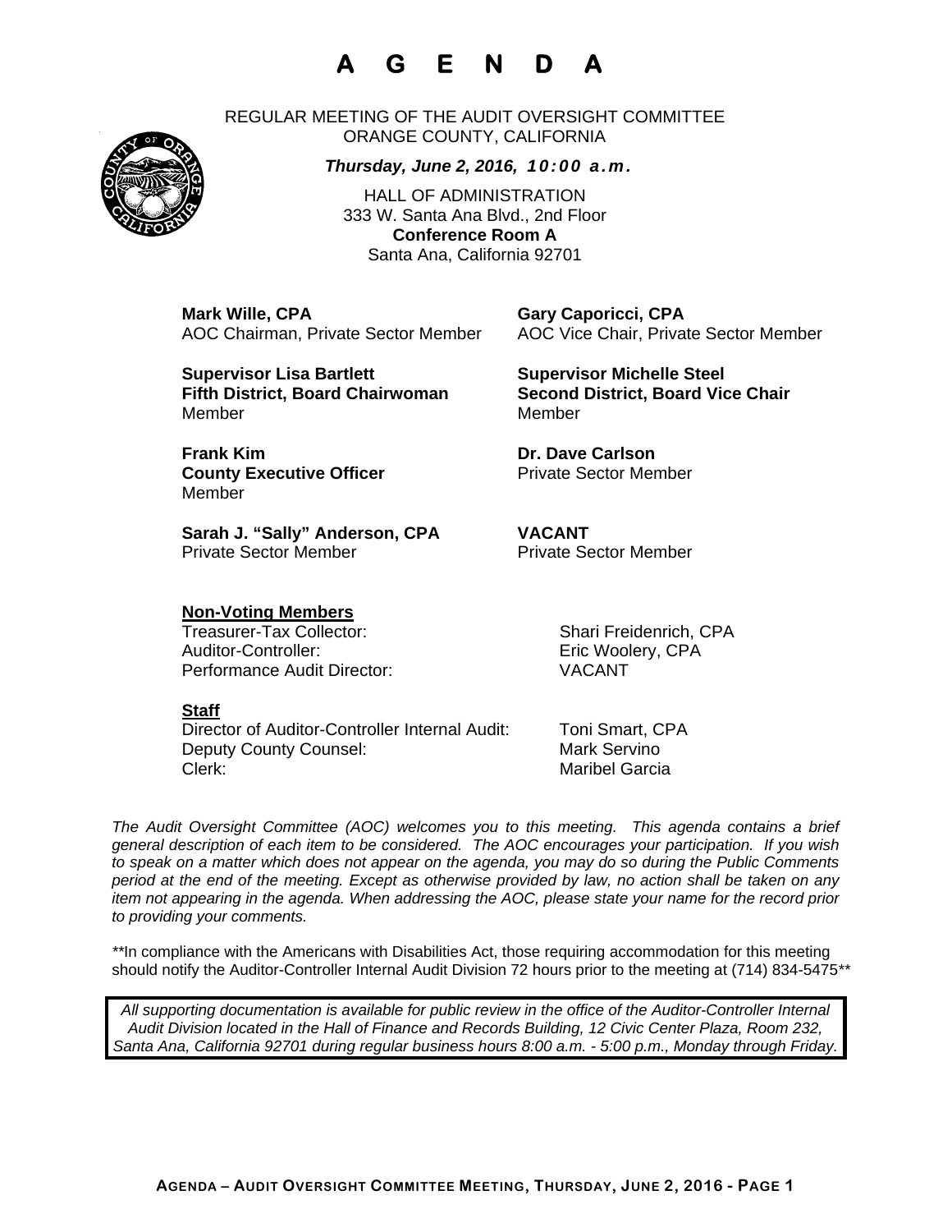# A G E N D A

REGULAR MEETING OF THE AUDIT OVERSIGHT COMMITTEE
ORANGE COUNTY, CALIFORNIA

***Thursday, June 2, 2016, 10:00 a.m.***

HALL OF ADMINISTRATION
333 W. Santa Ana Blvd., 2nd Floor
**Conference Room A**
Santa Ana, California 92701

**Mark Wille, CPA**
AOC Chairman, Private Sector Member

**Gary Caporicci, CPA**
AOC Vice Chair, Private Sector Member

**Supervisor Lisa Bartlett**
**Fifth District, Board Chairwoman**
Member

**Supervisor Michelle Steel**
**Second District, Board Vice Chair**
Member

**Frank Kim**
**County Executive Officer**
Member

**Dr. Dave Carlson**
Private Sector Member

**Sarah J. "Sally" Anderson, CPA**
Private Sector Member

**VACANT**
Private Sector Member

**Non-Voting Members**

Treasurer-Tax Collector: Shari Freidenrich, CPA
Auditor-Controller: Eric Woolery, CPA
Performance Audit Director: VACANT

**Staff**

Director of Auditor-Controller Internal Audit: Toni Smart, CPA
Deputy County Counsel: Mark Servino
Clerk: Maribel Garcia

*The Audit Oversight Committee (AOC) welcomes you to this meeting. This agenda contains a brief general description of each item to be considered. The AOC encourages your participation. If you wish to speak on a matter which does not appear on the agenda, you may do so during the Public Comments period at the end of the meeting. Except as otherwise provided by law, no action shall be taken on any item not appearing in the agenda. When addressing the AOC, please state your name for the record prior to providing your comments.*

\*\*In compliance with the Americans with Disabilities Act, those requiring accommodation for this meeting should notify the Auditor-Controller Internal Audit Division 72 hours prior to the meeting at (714) 834-5475\*\*

*All supporting documentation is available for public review in the office of the Auditor-Controller Internal Audit Division located in the Hall of Finance and Records Building, 12 Civic Center Plaza, Room 232, Santa Ana, California 92701 during regular business hours 8:00 a.m. - 5:00 p.m., Monday through Friday.*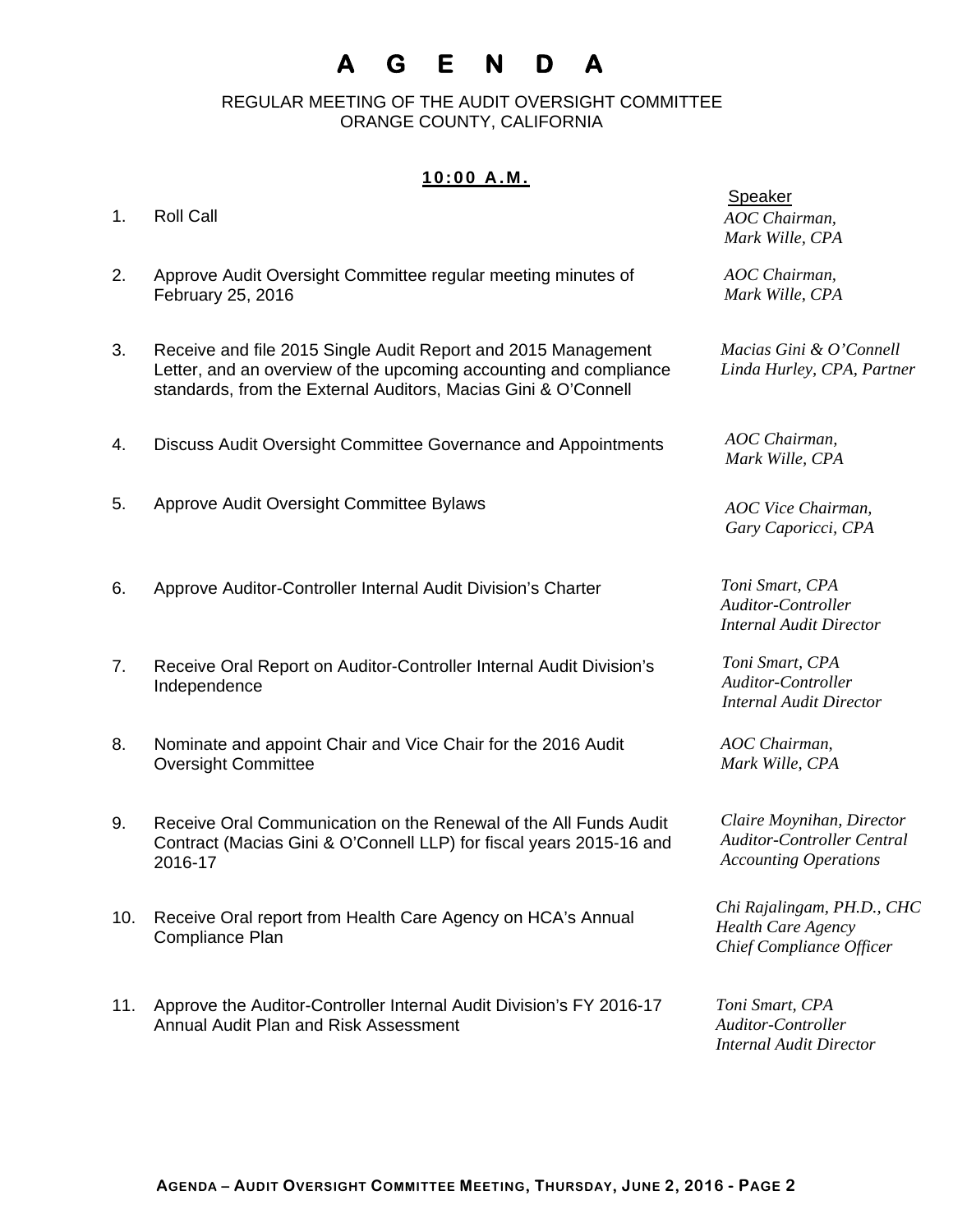# A G E N D A

REGULAR MEETING OF THE AUDIT OVERSIGHT COMMITTEE
ORANGE COUNTY, CALIFORNIA

**10:00 A.M.**

| | | Speaker |
|---|---|---|
| 1. | Roll Call | *AOC Chairman, Mark Wille, CPA* |
| 2. | Approve Audit Oversight Committee regular meeting minutes of February 25, 2016 | *AOC Chairman, Mark Wille, CPA* |
| 3. | Receive and file 2015 Single Audit Report and 2015 Management Letter, and an overview of the upcoming accounting and compliance standards, from the External Auditors, Macias Gini & O'Connell | *Macias Gini & O'Connell Linda Hurley, CPA, Partner* |
| 4. | Discuss Audit Oversight Committee Governance and Appointments | *AOC Chairman, Mark Wille, CPA* |
| 5. | Approve Audit Oversight Committee Bylaws | *AOC Vice Chairman, Gary Caporicci, CPA* |
| 6. | Approve Auditor-Controller Internal Audit Division's Charter | *Toni Smart, CPA Auditor-Controller Internal Audit Director* |
| 7. | Receive Oral Report on Auditor-Controller Internal Audit Division's Independence | *Toni Smart, CPA Auditor-Controller Internal Audit Director* |
| 8. | Nominate and appoint Chair and Vice Chair for the 2016 Audit Oversight Committee | *AOC Chairman, Mark Wille, CPA* |
| 9. | Receive Oral Communication on the Renewal of the All Funds Audit Contract (Macias Gini & O'Connell LLP) for fiscal years 2015-16 and 2016-17 | *Claire Moynihan, Director Auditor-Controller Central Accounting Operations* |
| 10. | Receive Oral report from Health Care Agency on HCA's Annual Compliance Plan | *Chi Rajalingam, PH.D., CHC Health Care Agency Chief Compliance Officer* |
| 11. | Approve the Auditor-Controller Internal Audit Division's FY 2016-17 Annual Audit Plan and Risk Assessment | *Toni Smart, CPA Auditor-Controller Internal Audit Director* |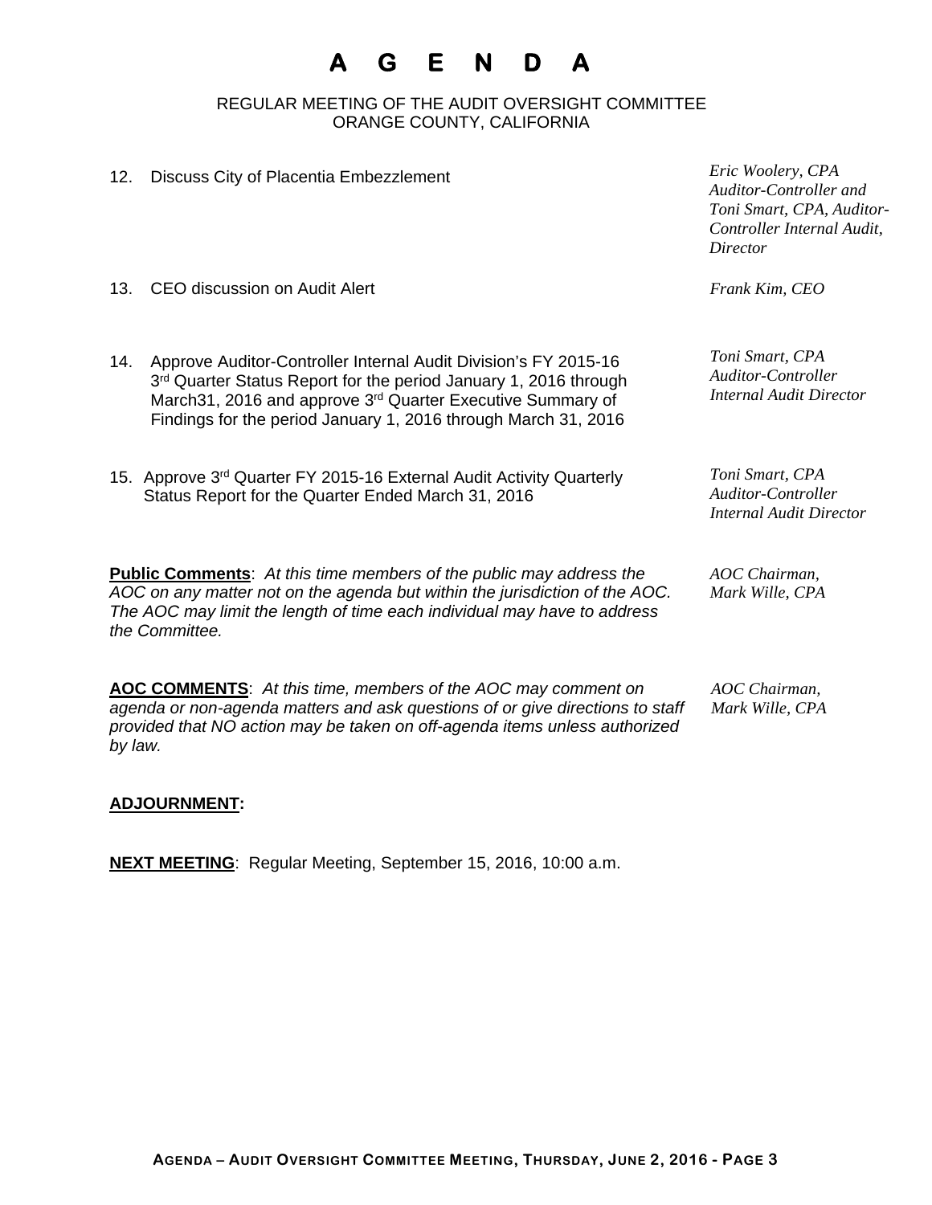# A G E N D A

REGULAR MEETING OF THE AUDIT OVERSIGHT COMMITTEE
ORANGE COUNTY, CALIFORNIA

12. Discuss City of Placentia Embezzlement

*Eric Woolery, CPA Auditor-Controller and Toni Smart, CPA, Auditor-Controller Internal Audit, Director*

13. CEO discussion on Audit Alert

*Frank Kim, CEO*

14. Approve Auditor-Controller Internal Audit Division's FY 2015-16 3rd Quarter Status Report for the period January 1, 2016 through March31, 2016 and approve 3rd Quarter Executive Summary of Findings for the period January 1, 2016 through March 31, 2016

*Toni Smart, CPA Auditor-Controller Internal Audit Director*

15. Approve 3rd Quarter FY 2015-16 External Audit Activity Quarterly Status Report for the Quarter Ended March 31, 2016

*Toni Smart, CPA Auditor-Controller Internal Audit Director*

**Public Comments**: *At this time members of the public may address the AOC on any matter not on the agenda but within the jurisdiction of the AOC. The AOC may limit the length of time each individual may have to address the Committee.*

*AOC Chairman, Mark Wille, CPA*

**AOC COMMENTS**: *At this time, members of the AOC may comment on agenda or non-agenda matters and ask questions of or give directions to staff provided that NO action may be taken on off-agenda items unless authorized by law.*

*AOC Chairman, Mark Wille, CPA*

**ADJOURNMENT:**

**NEXT MEETING**: Regular Meeting, September 15, 2016, 10:00 a.m.